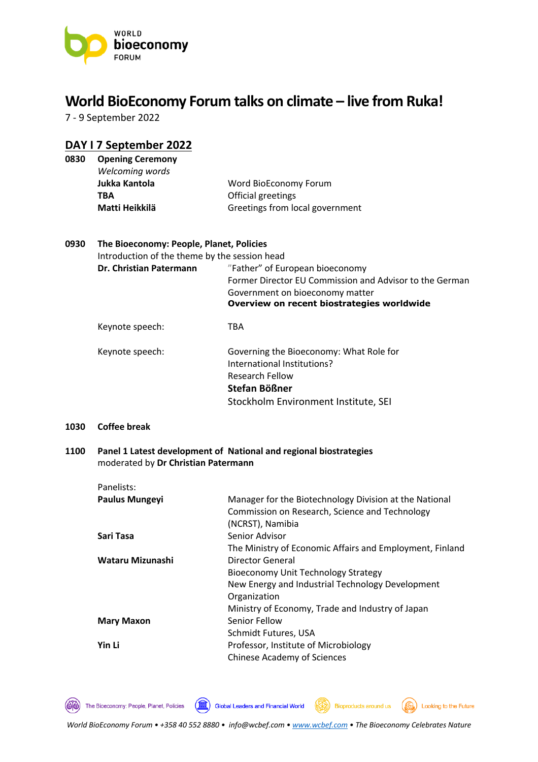# World BioEconomy Forum talks on climate – live from Ruka!

7 - 9 September 2022

## DAY I 7 September 2022

**0830 Opening Ceremony**

*Welcoming words*

| | |
|---|---|
| **Jukka Kantola** | Word BioEconomy Forum |
| **TBA** | Official greetings |
| **Matti Heikkilä** | Greetings from local government |

**0930 The Bioeconomy: People, Planet, Policies**

Introduction of the theme by the session head

| | |
|---|---|
| **Dr. Christian Patermann** | "Father" of European bioeconomy<br>Former Director EU Commission and Advisor to the German Government on bioeconomy matter<br>**Overview on recent biostrategies worldwide** |
| Keynote speech: | TBA |
| Keynote speech: | Governing the Bioeconomy: What Role for International Institutions?<br>Research Fellow<br>**Stefan Bößner**<br>Stockholm Environment Institute, SEI |

**1030 Coffee break**

**1100 Panel 1 Latest development of National and regional biostrategies**

moderated by **Dr Christian Patermann**

Panelists:

| | |
|---|---|
| **Paulus Mungeyi** | Manager for the Biotechnology Division at the National Commission on Research, Science and Technology (NCRST), Namibia |
| **Sari Tasa** | Senior Advisor<br>The Ministry of Economic Affairs and Employment, Finland |
| **Wataru Mizunashi** | Director General<br>Bioeconomy Unit Technology Strategy<br>New Energy and Industrial Technology Development Organization<br>Ministry of Economy, Trade and Industry of Japan |
| **Mary Maxon** | Senior Fellow<br>Schmidt Futures, USA |
| **Yin Li** | Professor, Institute of Microbiology<br>Chinese Academy of Sciences |

The Bioeconomy: People, Planet, Policies • Global Leaders and Financial World • Bioproducts around us • Looking to the Future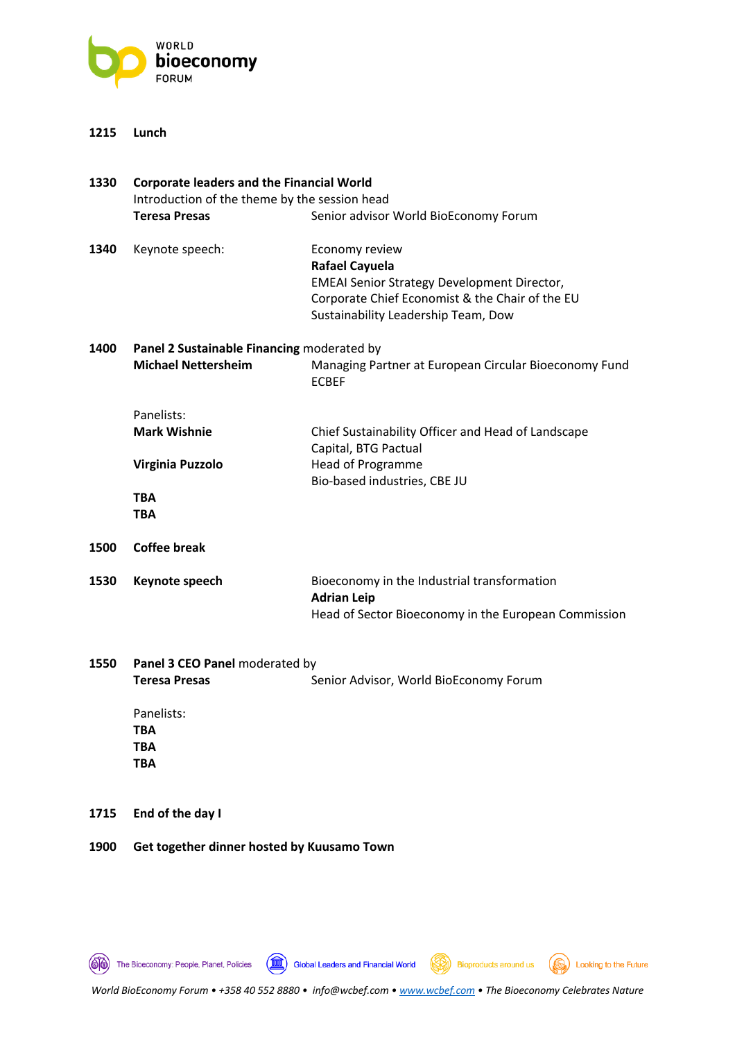**1215 Lunch**

**1330 Corporate leaders and the Financial World**
Introduction of the theme by the session head
**Teresa Presas** Senior advisor World BioEconomy Forum

**1340** Keynote speech:
Economy review
**Rafael Cayuela**
EMEAI Senior Strategy Development Director, Corporate Chief Economist & the Chair of the EU Sustainability Leadership Team, Dow

**1400 Panel 2 Sustainable Financing** moderated by
**Michael Nettersheim** Managing Partner at European Circular Bioeconomy Fund ECBEF

Panelists:
**Mark Wishnie** Chief Sustainability Officer and Head of Landscape Capital, BTG Pactual
**Virginia Puzzolo** Head of Programme Bio-based industries, CBE JU
**TBA**
**TBA**

**1500 Coffee break**

**1530 Keynote speech**
Bioeconomy in the Industrial transformation
**Adrian Leip**
Head of Sector Bioeconomy in the European Commission

**1550 Panel 3 CEO Panel** moderated by
**Teresa Presas** Senior Advisor, World BioEconomy Forum

Panelists:
**TBA**
**TBA**
**TBA**

**1715 End of the day I**

**1900 Get together dinner hosted by Kuusamo Town**

The Bioeconomy: People, Planet, Policies • Global Leaders and Financial World • Bioproducts around us • Looking to the Future

*World BioEconomy Forum • +358 40 552 8880 • info@wcbef.com • www.wcbef.com • The Bioeconomy Celebrates Nature*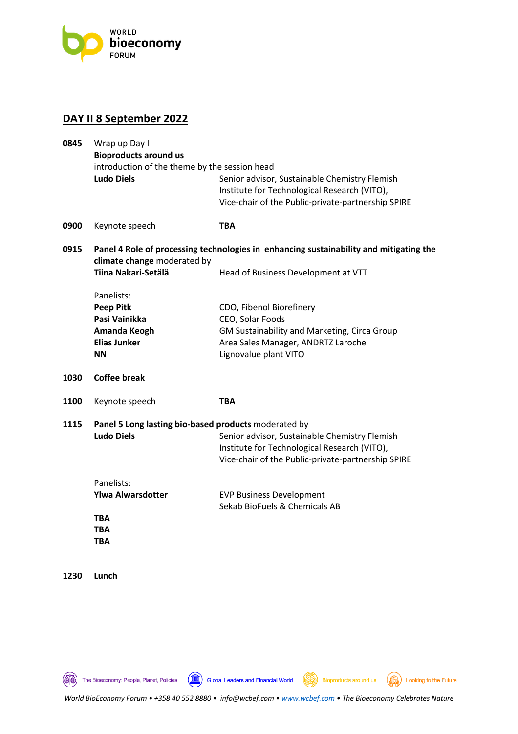## DAY II 8 September 2022

**0845** Wrap up Day I

**Bioproducts around us**

introduction of the theme by the session head

**Ludo Diels** Senior advisor, Sustainable Chemistry Flemish Institute for Technological Research (VITO), Vice-chair of the Public-private-partnership SPIRE

**0900** Keynote speech **TBA**

**0915** **Panel 4 Role of processing technologies in enhancing sustainability and mitigating the climate change** moderated by

**Tiina Nakari-Setälä** Head of Business Development at VTT

Panelists:

| | |
|---|---|
| **Peep Pitk** | CDO, Fibenol Biorefinery |
| **Pasi Vainikka** | CEO, Solar Foods |
| **Amanda Keogh** | GM Sustainability and Marketing, Circa Group |
| **Elias Junker** | Area Sales Manager, ANDRTZ Laroche |
| **NN** | Lignovalue plant VITO |

**1030** **Coffee break**

**1100** Keynote speech **TBA**

**1115** **Panel 5 Long lasting bio-based products** moderated by

**Ludo Diels** Senior advisor, Sustainable Chemistry Flemish Institute for Technological Research (VITO), Vice-chair of the Public-private-partnership SPIRE

Panelists:

| | |
|---|---|
| **Ylwa Alwarsdotter** | EVP Business Development Sekab BioFuels & Chemicals AB |
| **TBA** | |
| **TBA** | |
| **TBA** | |

**1230** **Lunch**

The Bioeconomy: People, Planet, Policies • Global Leaders and Financial World • Bioproducts around us • Looking to the Future

*World BioEconomy Forum • +358 40 552 8880 • info@wcbef.com • www.wcbef.com • The Bioeconomy Celebrates Nature*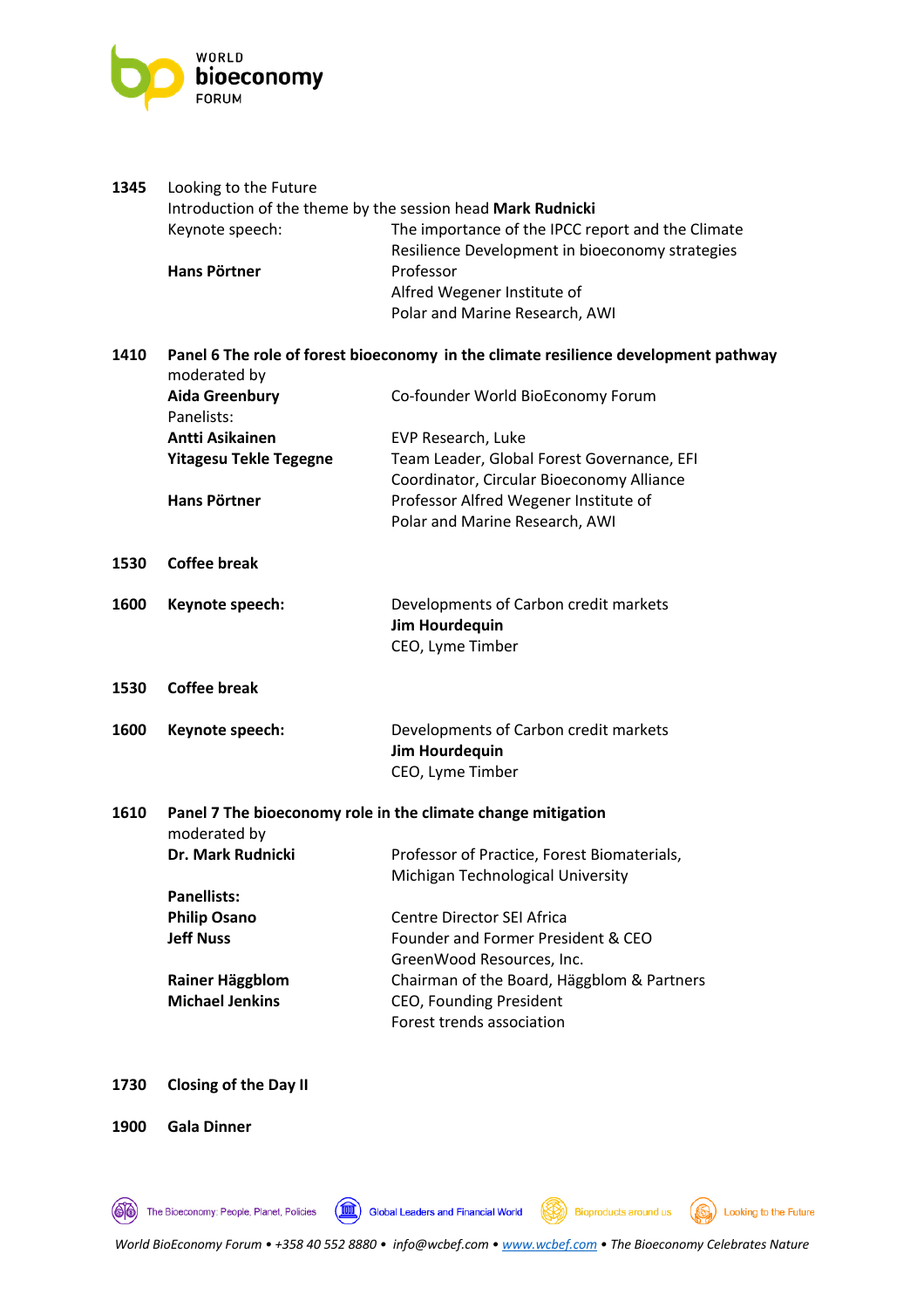**1345** Looking to the Future

Introduction of the theme by the session head **Mark Rudnicki**

Keynote speech: The importance of the IPCC report and the Climate Resilience Development in bioeconomy strategies

**Hans Pörtner** — Professor, Alfred Wegener Institute of Polar and Marine Research, AWI

**1410** **Panel 6 The role of forest bioeconomy in the climate resilience development pathway**

moderated by

**Aida Greenbury** — Co-founder World BioEconomy Forum

Panelists:

**Antti Asikainen** — EVP Research, Luke

**Yitagesu Tekle Tegegne** — Team Leader, Global Forest Governance, EFI; Coordinator, Circular Bioeconomy Alliance

**Hans Pörtner** — Professor Alfred Wegener Institute of Polar and Marine Research, AWI

**1530** **Coffee break**

**1600** **Keynote speech:** Developments of Carbon credit markets

**Jim Hourdequin**
CEO, Lyme Timber

**1530** **Coffee break**

**1600** **Keynote speech:** Developments of Carbon credit markets

**Jim Hourdequin**
CEO, Lyme Timber

**1610** **Panel 7 The bioeconomy role in the climate change mitigation**

moderated by

**Dr. Mark Rudnicki** — Professor of Practice, Forest Biomaterials, Michigan Technological University

**Panellists:**

**Philip Osano** — Centre Director SEI Africa

**Jeff Nuss** — Founder and Former President & CEO, GreenWood Resources, Inc.

**Rainer Häggblom** — Chairman of the Board, Häggblom & Partners

**Michael Jenkins** — CEO, Founding President, Forest trends association

**1730** **Closing of the Day II**

**1900** **Gala Dinner**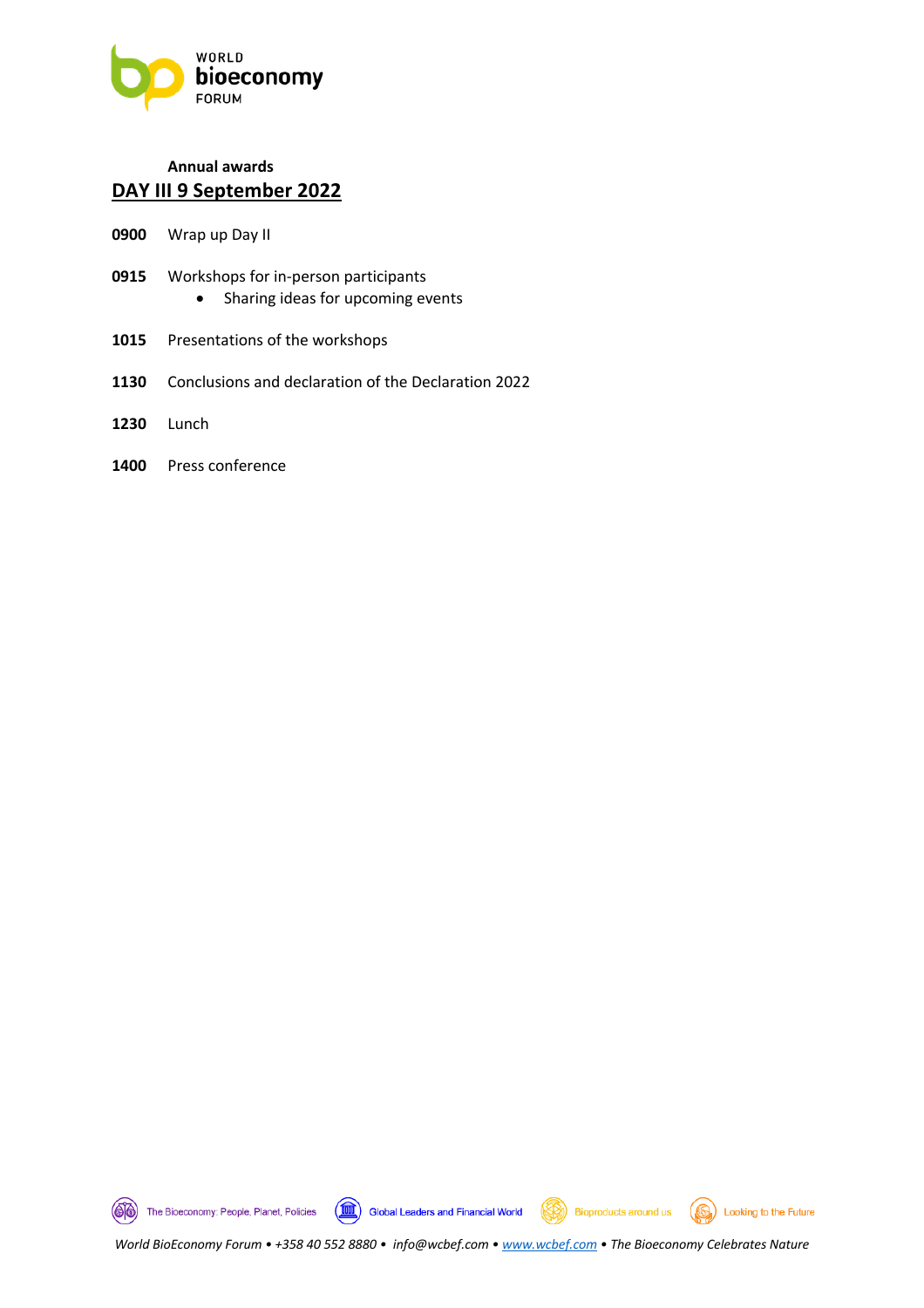**Annual awards**

## DAY III 9 September 2022

**0900** Wrap up Day II

**0915** Workshops for in-person participants

- Sharing ideas for upcoming events

**1015** Presentations of the workshops

**1130** Conclusions and declaration of the Declaration 2022

**1230** Lunch

**1400** Press conference